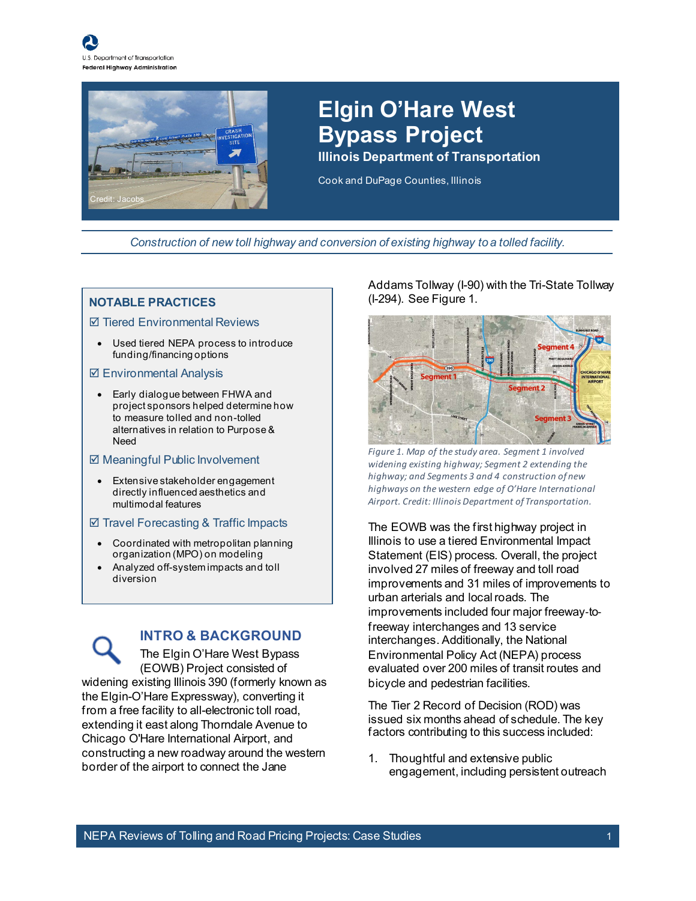U.S. Department of Transportation
Federal Highway Administration

Credit: Jacobs

# Elgin O'Hare West Bypass Project

**Illinois Department of Transportation**

Cook and DuPage Counties, Illinois

*Construction of new toll highway and conversion of existing highway to a tolled facility.*

## NOTABLE PRACTICES

☑ Tiered Environmental Reviews

- Used tiered NEPA process to introduce funding/financing options

☑ Environmental Analysis

- Early dialogue between FHWA and project sponsors helped determine how to measure tolled and non-tolled alternatives in relation to Purpose & Need

☑ Meaningful Public Involvement

- Extensive stakeholder engagement directly influenced aesthetics and multimodal features

☑ Travel Forecasting & Traffic Impacts

- Coordinated with metropolitan planning organization (MPO) on modeling
- Analyzed off-system impacts and toll diversion

## INTRO & BACKGROUND

The Elgin O'Hare West Bypass (EOWB) Project consisted of widening existing Illinois 390 (formerly known as the Elgin-O'Hare Expressway), converting it from a free facility to all-electronic toll road, extending it east along Thorndale Avenue to Chicago O'Hare International Airport, and constructing a new roadway around the western border of the airport to connect the Jane Addams Tollway (I-90) with the Tri-State Tollway (I-294). See Figure 1.

*Figure 1. Map of the study area. Segment 1 involved widening existing highway; Segment 2 extending the highway; and Segments 3 and 4 construction of new highways on the western edge of O'Hare International Airport. Credit: Illinois Department of Transportation.*

The EOWB was the first highway project in Illinois to use a tiered Environmental Impact Statement (EIS) process. Overall, the project involved 27 miles of freeway and toll road improvements and 31 miles of improvements to urban arterials and local roads. The improvements included four major freeway-to-freeway interchanges and 13 service interchanges. Additionally, the National Environmental Policy Act (NEPA) process evaluated over 200 miles of transit routes and bicycle and pedestrian facilities.

The Tier 2 Record of Decision (ROD) was issued six months ahead of schedule. The key factors contributing to this success included:

1. Thoughtful and extensive public engagement, including persistent outreach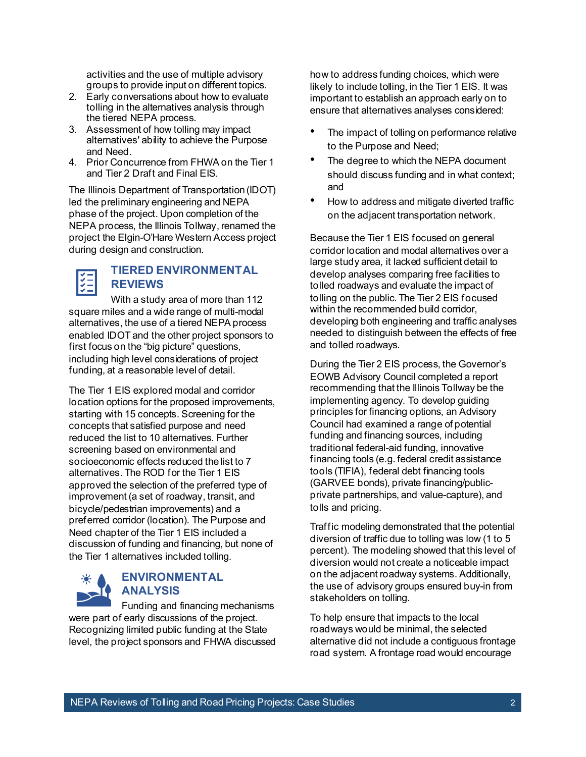activities and the use of multiple advisory groups to provide input on different topics.
2. Early conversations about how to evaluate tolling in the alternatives analysis through the tiered NEPA process.
3. Assessment of how tolling may impact alternatives' ability to achieve the Purpose and Need.
4. Prior Concurrence from FHWA on the Tier 1 and Tier 2 Draft and Final EIS.

The Illinois Department of Transportation (IDOT) led the preliminary engineering and NEPA phase of the project. Upon completion of the NEPA process, the Illinois Tollway, renamed the project the Elgin-O'Hare Western Access project during design and construction.

## TIERED ENVIRONMENTAL REVIEWS

With a study area of more than 112 square miles and a wide range of multi-modal alternatives, the use of a tiered NEPA process enabled IDOT and the other project sponsors to first focus on the "big picture" questions, including high level considerations of project funding, at a reasonable level of detail.

The Tier 1 EIS explored modal and corridor location options for the proposed improvements, starting with 15 concepts. Screening for the concepts that satisfied purpose and need reduced the list to 10 alternatives. Further screening based on environmental and socioeconomic effects reduced the list to 7 alternatives. The ROD for the Tier 1 EIS approved the selection of the preferred type of improvement (a set of roadway, transit, and bicycle/pedestrian improvements) and a preferred corridor (location). The Purpose and Need chapter of the Tier 1 EIS included a discussion of funding and financing, but none of the Tier 1 alternatives included tolling.

## ENVIRONMENTAL ANALYSIS

Funding and financing mechanisms were part of early discussions of the project. Recognizing limited public funding at the State level, the project sponsors and FHWA discussed how to address funding choices, which were likely to include tolling, in the Tier 1 EIS. It was important to establish an approach early on to ensure that alternatives analyses considered:

- The impact of tolling on performance relative to the Purpose and Need;
- The degree to which the NEPA document should discuss funding and in what context; and
- How to address and mitigate diverted traffic on the adjacent transportation network.

Because the Tier 1 EIS focused on general corridor location and modal alternatives over a large study area, it lacked sufficient detail to develop analyses comparing free facilities to tolled roadways and evaluate the impact of tolling on the public. The Tier 2 EIS focused within the recommended build corridor, developing both engineering and traffic analyses needed to distinguish between the effects of free and tolled roadways.

During the Tier 2 EIS process, the Governor's EOWB Advisory Council completed a report recommending that the Illinois Tollway be the implementing agency. To develop guiding principles for financing options, an Advisory Council had examined a range of potential funding and financing sources, including traditional federal-aid funding, innovative financing tools (e.g. federal credit assistance tools (TIFIA), federal debt financing tools (GARVEE bonds), private financing/public-private partnerships, and value-capture), and tolls and pricing.

Traffic modeling demonstrated that the potential diversion of traffic due to tolling was low (1 to 5 percent). The modeling showed that this level of diversion would not create a noticeable impact on the adjacent roadway systems. Additionally, the use of advisory groups ensured buy-in from stakeholders on tolling.

To help ensure that impacts to the local roadways would be minimal, the selected alternative did not include a contiguous frontage road system. A frontage road would encourage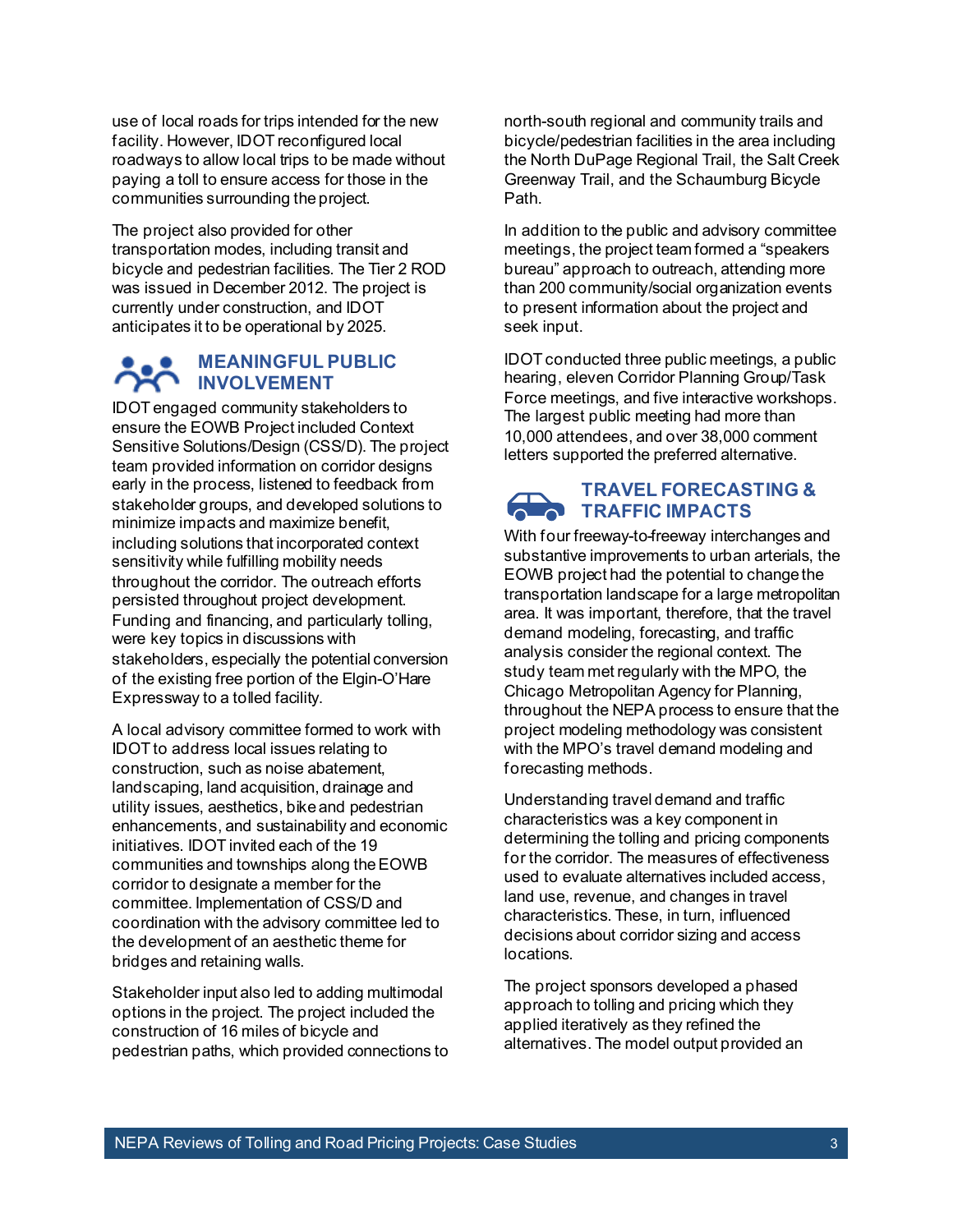use of local roads for trips intended for the new facility. However, IDOT reconfigured local roadways to allow local trips to be made without paying a toll to ensure access for those in the communities surrounding the project.

The project also provided for other transportation modes, including transit and bicycle and pedestrian facilities. The Tier 2 ROD was issued in December 2012. The project is currently under construction, and IDOT anticipates it to be operational by 2025.

## MEANINGFUL PUBLIC INVOLVEMENT

IDOT engaged community stakeholders to ensure the EOWB Project included Context Sensitive Solutions/Design (CSS/D). The project team provided information on corridor designs early in the process, listened to feedback from stakeholder groups, and developed solutions to minimize impacts and maximize benefit, including solutions that incorporated context sensitivity while fulfilling mobility needs throughout the corridor. The outreach efforts persisted throughout project development. Funding and financing, and particularly tolling, were key topics in discussions with stakeholders, especially the potential conversion of the existing free portion of the Elgin-O'Hare Expressway to a tolled facility.

A local advisory committee formed to work with IDOT to address local issues relating to construction, such as noise abatement, landscaping, land acquisition, drainage and utility issues, aesthetics, bike and pedestrian enhancements, and sustainability and economic initiatives. IDOT invited each of the 19 communities and townships along the EOWB corridor to designate a member for the committee. Implementation of CSS/D and coordination with the advisory committee led to the development of an aesthetic theme for bridges and retaining walls.

Stakeholder input also led to adding multimodal options in the project. The project included the construction of 16 miles of bicycle and pedestrian paths, which provided connections to north-south regional and community trails and bicycle/pedestrian facilities in the area including the North DuPage Regional Trail, the Salt Creek Greenway Trail, and the Schaumburg Bicycle Path.

In addition to the public and advisory committee meetings, the project team formed a "speakers bureau" approach to outreach, attending more than 200 community/social organization events to present information about the project and seek input.

IDOT conducted three public meetings, a public hearing, eleven Corridor Planning Group/Task Force meetings, and five interactive workshops. The largest public meeting had more than 10,000 attendees, and over 38,000 comment letters supported the preferred alternative.

## TRAVEL FORECASTING & TRAFFIC IMPACTS

With four freeway-to-freeway interchanges and substantive improvements to urban arterials, the EOWB project had the potential to change the transportation landscape for a large metropolitan area. It was important, therefore, that the travel demand modeling, forecasting, and traffic analysis consider the regional context. The study team met regularly with the MPO, the Chicago Metropolitan Agency for Planning, throughout the NEPA process to ensure that the project modeling methodology was consistent with the MPO's travel demand modeling and forecasting methods.

Understanding travel demand and traffic characteristics was a key component in determining the tolling and pricing components for the corridor. The measures of effectiveness used to evaluate alternatives included access, land use, revenue, and changes in travel characteristics. These, in turn, influenced decisions about corridor sizing and access locations.

The project sponsors developed a phased approach to tolling and pricing which they applied iteratively as they refined the alternatives. The model output provided an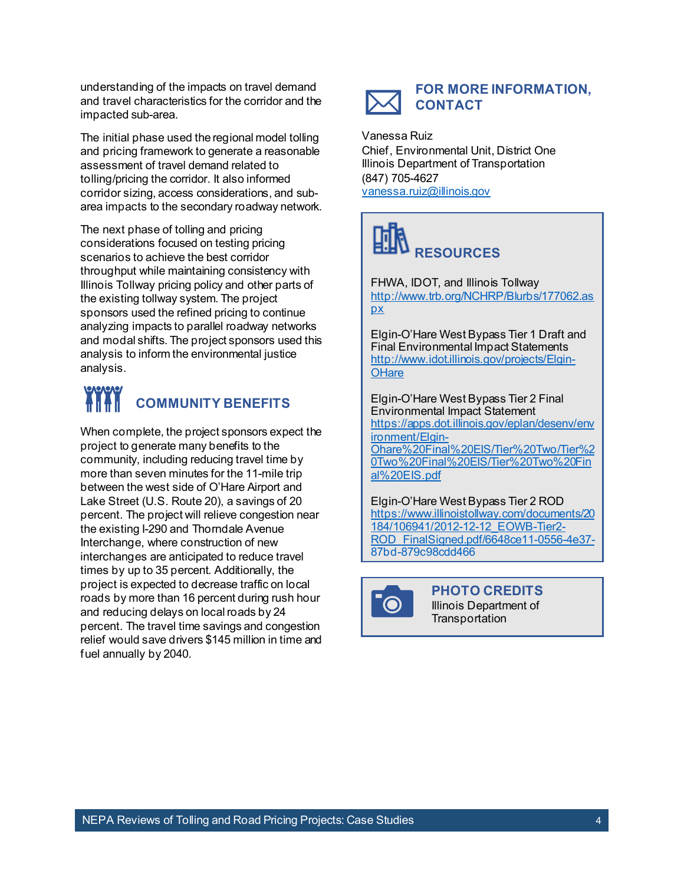understanding of the impacts on travel demand and travel characteristics for the corridor and the impacted sub-area.

The initial phase used the regional model tolling and pricing framework to generate a reasonable assessment of travel demand related to tolling/pricing the corridor. It also informed corridor sizing, access considerations, and sub-area impacts to the secondary roadway network.

The next phase of tolling and pricing considerations focused on testing pricing scenarios to achieve the best corridor throughput while maintaining consistency with Illinois Tollway pricing policy and other parts of the existing tollway system. The project sponsors used the refined pricing to continue analyzing impacts to parallel roadway networks and modal shifts. The project sponsors used this analysis to inform the environmental justice analysis.

## COMMUNITY BENEFITS

When complete, the project sponsors expect the project to generate many benefits to the community, including reducing travel time by more than seven minutes for the 11-mile trip between the west side of O'Hare Airport and Lake Street (U.S. Route 20), a savings of 20 percent. The project will relieve congestion near the existing I-290 and Thorndale Avenue Interchange, where construction of new interchanges are anticipated to reduce travel times by up to 35 percent. Additionally, the project is expected to decrease traffic on local roads by more than 16 percent during rush hour and reducing delays on local roads by 24 percent. The travel time savings and congestion relief would save drivers $145 million in time and fuel annually by 2040.

## FOR MORE INFORMATION, CONTACT

Vanessa Ruiz
Chief, Environmental Unit, District One
Illinois Department of Transportation
(847) 705-4627
vanessa.ruiz@illinois.gov

## RESOURCES

FHWA, IDOT, and Illinois Tollway
http://www.trb.org/NCHRP/Blurbs/177062.aspx

Elgin-O'Hare West Bypass Tier 1 Draft and Final Environmental Impact Statements
http://www.idot.illinois.gov/projects/Elgin-OHare

Elgin-O'Hare West Bypass Tier 2 Final Environmental Impact Statement
https://apps.dot.illinois.gov/eplan/desenv/environment/Elgin-Ohare%20Final%20EIS/Tier%20Two/Tier%20Two%20Final%20EIS/Tier%20Two%20Final%20EIS.pdf

Elgin-O'Hare West Bypass Tier 2 ROD
https://www.illinoistollway.com/documents/20184/106941/2012-12-12_EOWB-Tier2-ROD_FinalSigned.pdf/6648ce11-0556-4e37-87bd-879c98cdd466

## PHOTO CREDITS

Illinois Department of Transportation